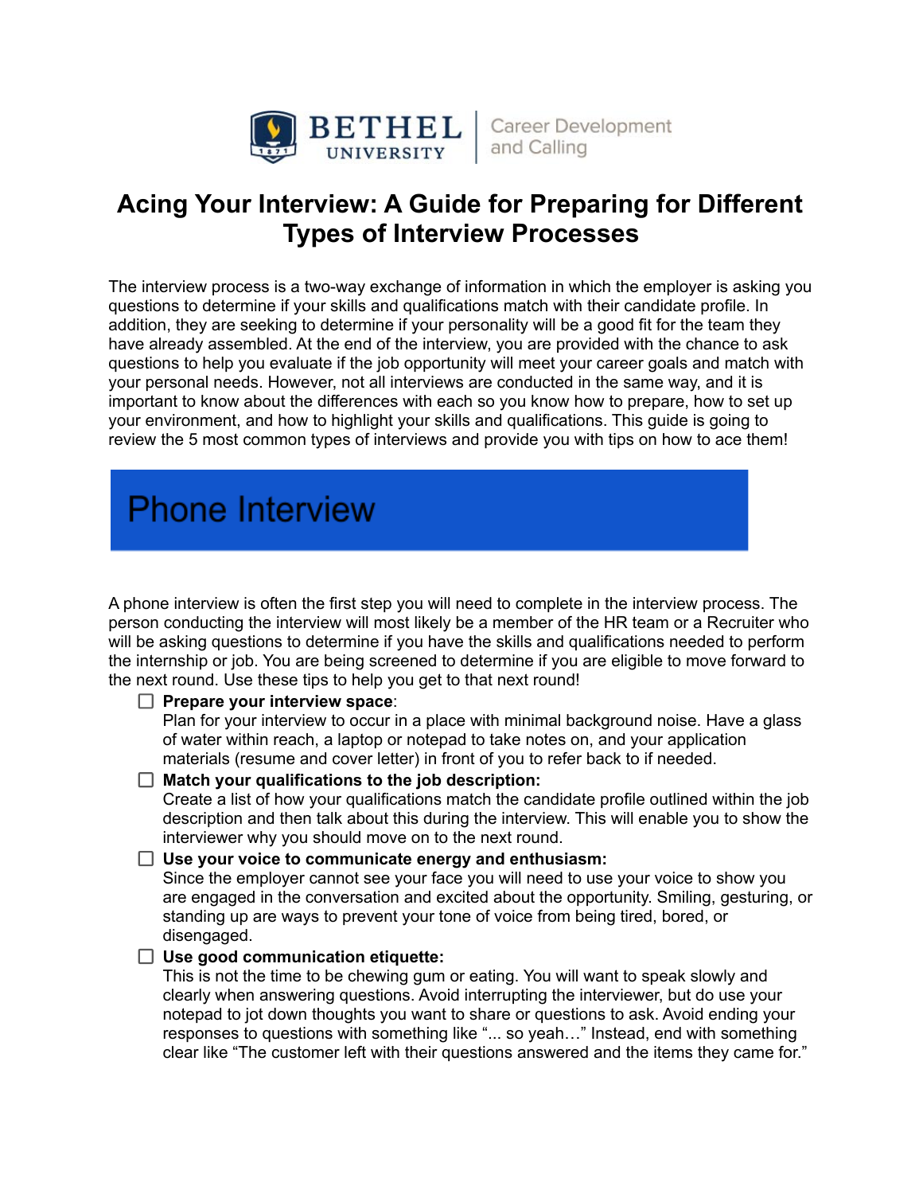BETHEL UNIVERSITY | Career Development and Calling

# Acing Your Interview: A Guide for Preparing for Different Types of Interview Processes

The interview process is a two-way exchange of information in which the employer is asking you questions to determine if your skills and qualifications match with their candidate profile. In addition, they are seeking to determine if your personality will be a good fit for the team they have already assembled. At the end of the interview, you are provided with the chance to ask questions to help you evaluate if the job opportunity will meet your career goals and match with your personal needs. However, not all interviews are conducted in the same way, and it is important to know about the differences with each so you know how to prepare, how to set up your environment, and how to highlight your skills and qualifications. This guide is going to review the 5 most common types of interviews and provide you with tips on how to ace them!

## Phone Interview

A phone interview is often the first step you will need to complete in the interview process. The person conducting the interview will most likely be a member of the HR team or a Recruiter who will be asking questions to determine if you have the skills and qualifications needed to perform the internship or job. You are being screened to determine if you are eligible to move forward to the next round. Use these tips to help you get to that next round!

- [ ] **Prepare your interview space**:
  Plan for your interview to occur in a place with minimal background noise. Have a glass of water within reach, a laptop or notepad to take notes on, and your application materials (resume and cover letter) in front of you to refer back to if needed.
- [ ] **Match your qualifications to the job description:**
  Create a list of how your qualifications match the candidate profile outlined within the job description and then talk about this during the interview. This will enable you to show the interviewer why you should move on to the next round.
- [ ] **Use your voice to communicate energy and enthusiasm:**
  Since the employer cannot see your face you will need to use your voice to show you are engaged in the conversation and excited about the opportunity. Smiling, gesturing, or standing up are ways to prevent your tone of voice from being tired, bored, or disengaged.
- [ ] **Use good communication etiquette:**
  This is not the time to be chewing gum or eating. You will want to speak slowly and clearly when answering questions. Avoid interrupting the interviewer, but do use your notepad to jot down thoughts you want to share or questions to ask. Avoid ending your responses to questions with something like "... so yeah…" Instead, end with something clear like "The customer left with their questions answered and the items they came for."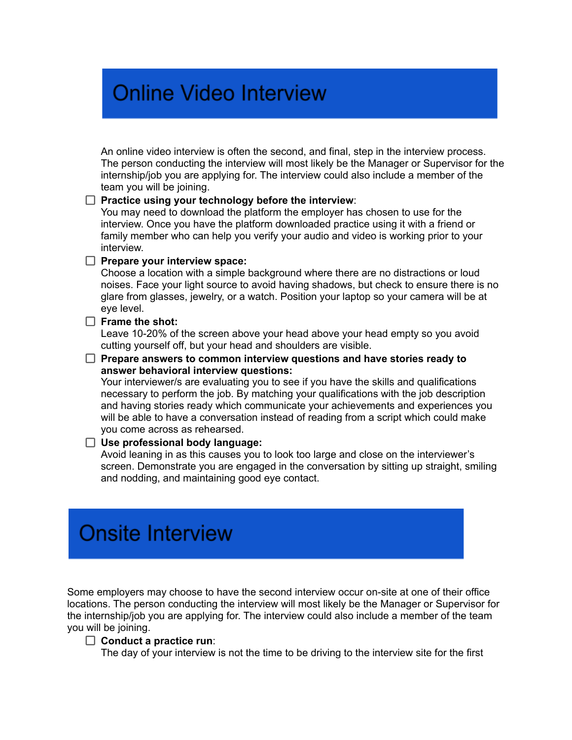## Online Video Interview

An online video interview is often the second, and final, step in the interview process. The person conducting the interview will most likely be the Manager or Supervisor for the internship/job you are applying for. The interview could also include a member of the team you will be joining.

- [ ] **Practice using your technology before the interview**:
  You may need to download the platform the employer has chosen to use for the interview. Once you have the platform downloaded practice using it with a friend or family member who can help you verify your audio and video is working prior to your interview.
- [ ] **Prepare your interview space:**
  Choose a location with a simple background where there are no distractions or loud noises. Face your light source to avoid having shadows, but check to ensure there is no glare from glasses, jewelry, or a watch. Position your laptop so your camera will be at eye level.
- [ ] **Frame the shot:**
  Leave 10-20% of the screen above your head above your head empty so you avoid cutting yourself off, but your head and shoulders are visible.
- [ ] **Prepare answers to common interview questions and have stories ready to answer behavioral interview questions:**
  Your interviewer/s are evaluating you to see if you have the skills and qualifications necessary to perform the job. By matching your qualifications with the job description and having stories ready which communicate your achievements and experiences you will be able to have a conversation instead of reading from a script which could make you come across as rehearsed.
- [ ] **Use professional body language:**
  Avoid leaning in as this causes you to look too large and close on the interviewer's screen. Demonstrate you are engaged in the conversation by sitting up straight, smiling and nodding, and maintaining good eye contact.

## Onsite Interview

Some employers may choose to have the second interview occur on-site at one of their office locations. The person conducting the interview will most likely be the Manager or Supervisor for the internship/job you are applying for. The interview could also include a member of the team you will be joining.

- [ ] **Conduct a practice run**:
  The day of your interview is not the time to be driving to the interview site for the first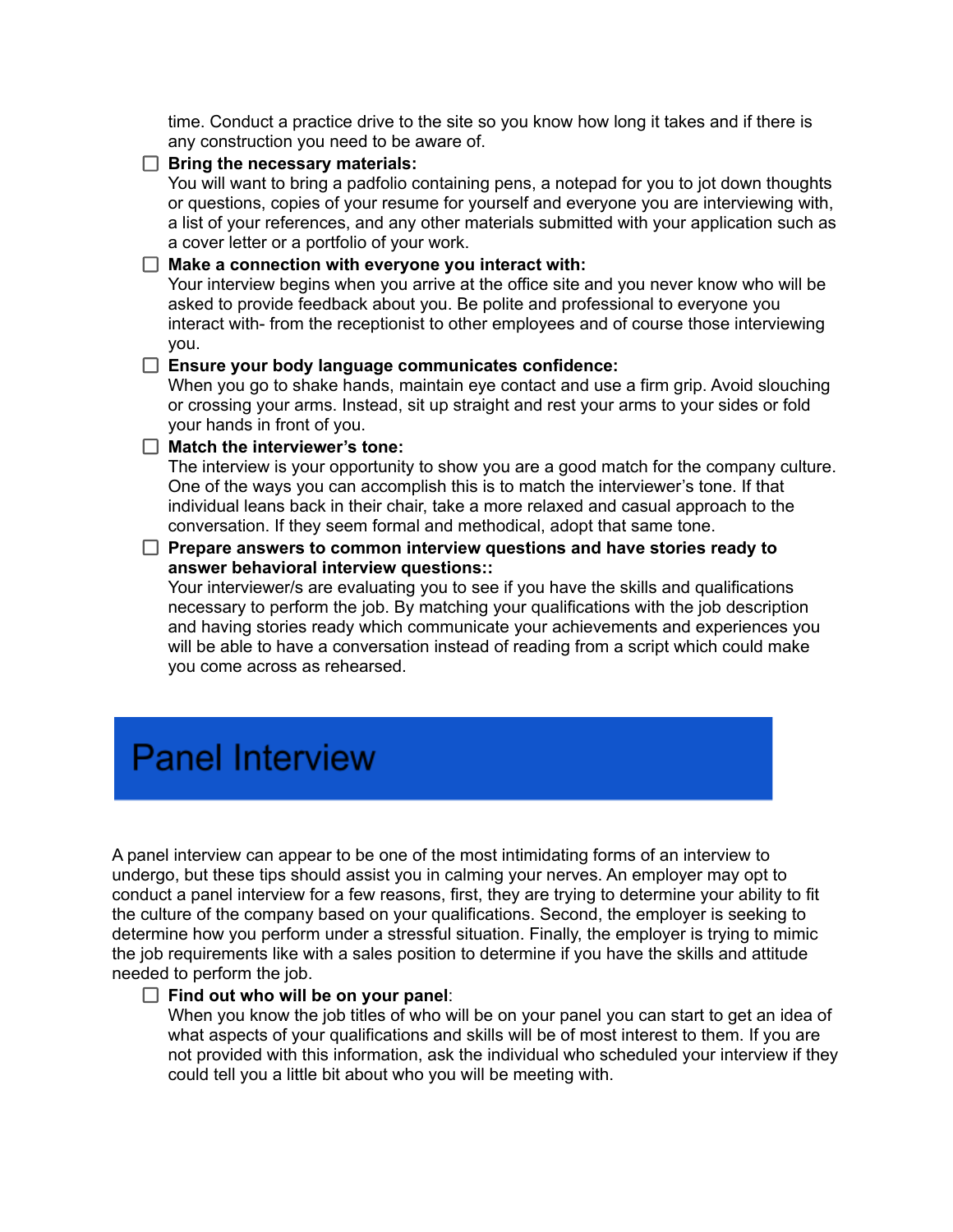time. Conduct a practice drive to the site so you know how long it takes and if there is any construction you need to be aware of.

- [ ] **Bring the necessary materials:**
  You will want to bring a padfolio containing pens, a notepad for you to jot down thoughts or questions, copies of your resume for yourself and everyone you are interviewing with, a list of your references, and any other materials submitted with your application such as a cover letter or a portfolio of your work.
- [ ] **Make a connection with everyone you interact with:**
  Your interview begins when you arrive at the office site and you never know who will be asked to provide feedback about you. Be polite and professional to everyone you interact with- from the receptionist to other employees and of course those interviewing you.
- [ ] **Ensure your body language communicates confidence:**
  When you go to shake hands, maintain eye contact and use a firm grip. Avoid slouching or crossing your arms. Instead, sit up straight and rest your arms to your sides or fold your hands in front of you.
- [ ] **Match the interviewer's tone:**
  The interview is your opportunity to show you are a good match for the company culture. One of the ways you can accomplish this is to match the interviewer's tone. If that individual leans back in their chair, take a more relaxed and casual approach to the conversation. If they seem formal and methodical, adopt that same tone.
- [ ] **Prepare answers to common interview questions and have stories ready to answer behavioral interview questions::**
  Your interviewer/s are evaluating you to see if you have the skills and qualifications necessary to perform the job. By matching your qualifications with the job description and having stories ready which communicate your achievements and experiences you will be able to have a conversation instead of reading from a script which could make you come across as rehearsed.

# Panel Interview

A panel interview can appear to be one of the most intimidating forms of an interview to undergo, but these tips should assist you in calming your nerves. An employer may opt to conduct a panel interview for a few reasons, first, they are trying to determine your ability to fit the culture of the company based on your qualifications. Second, the employer is seeking to determine how you perform under a stressful situation. Finally, the employer is trying to mimic the job requirements like with a sales position to determine if you have the skills and attitude needed to perform the job.

- [ ] **Find out who will be on your panel**:
  When you know the job titles of who will be on your panel you can start to get an idea of what aspects of your qualifications and skills will be of most interest to them. If you are not provided with this information, ask the individual who scheduled your interview if they could tell you a little bit about who you will be meeting with.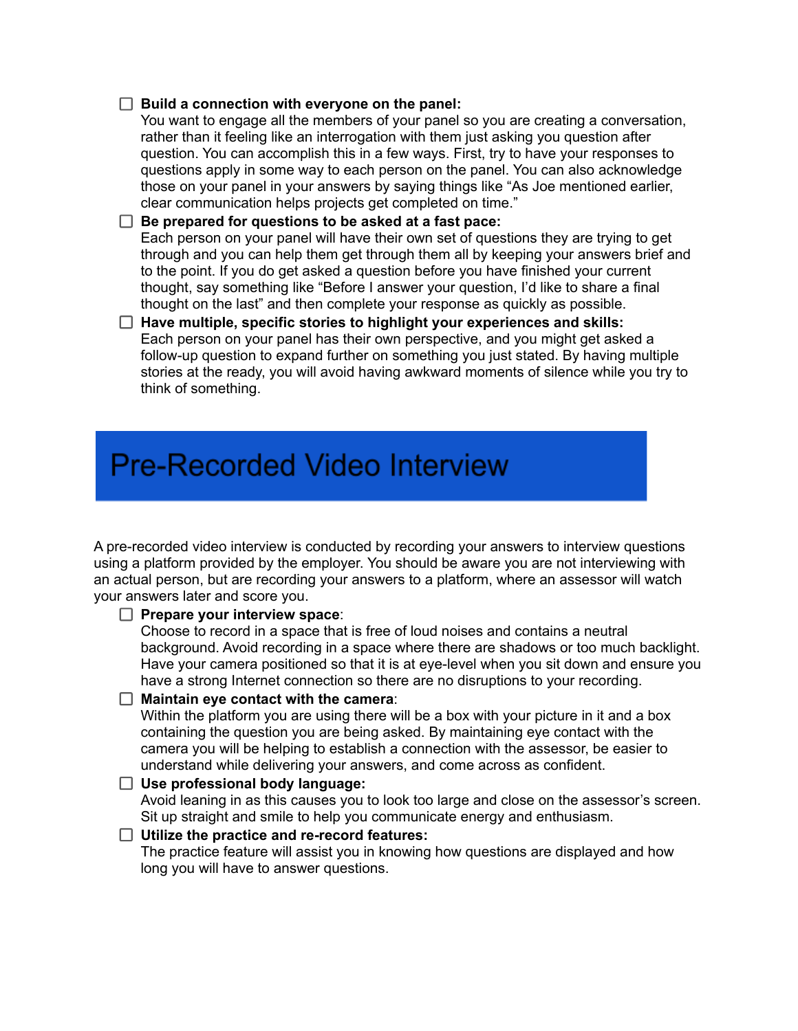- [ ] **Build a connection with everyone on the panel:**
  You want to engage all the members of your panel so you are creating a conversation, rather than it feeling like an interrogation with them just asking you question after question. You can accomplish this in a few ways. First, try to have your responses to questions apply in some way to each person on the panel. You can also acknowledge those on your panel in your answers by saying things like "As Joe mentioned earlier, clear communication helps projects get completed on time."
- [ ] **Be prepared for questions to be asked at a fast pace:**
  Each person on your panel will have their own set of questions they are trying to get through and you can help them get through them all by keeping your answers brief and to the point. If you do get asked a question before you have finished your current thought, say something like "Before I answer your question, I'd like to share a final thought on the last" and then complete your response as quickly as possible.
- [ ] **Have multiple, specific stories to highlight your experiences and skills:**
  Each person on your panel has their own perspective, and you might get asked a follow-up question to expand further on something you just stated. By having multiple stories at the ready, you will avoid having awkward moments of silence while you try to think of something.

## Pre-Recorded Video Interview

A pre-recorded video interview is conducted by recording your answers to interview questions using a platform provided by the employer. You should be aware you are not interviewing with an actual person, but are recording your answers to a platform, where an assessor will watch your answers later and score you.

- [ ] **Prepare your interview space**:
  Choose to record in a space that is free of loud noises and contains a neutral background. Avoid recording in a space where there are shadows or too much backlight. Have your camera positioned so that it is at eye-level when you sit down and ensure you have a strong Internet connection so there are no disruptions to your recording.
- [ ] **Maintain eye contact with the camera**:
  Within the platform you are using there will be a box with your picture in it and a box containing the question you are being asked. By maintaining eye contact with the camera you will be helping to establish a connection with the assessor, be easier to understand while delivering your answers, and come across as confident.
- [ ] **Use professional body language:**
  Avoid leaning in as this causes you to look too large and close on the assessor's screen. Sit up straight and smile to help you communicate energy and enthusiasm.
- [ ] **Utilize the practice and re-record features:**
  The practice feature will assist you in knowing how questions are displayed and how long you will have to answer questions.